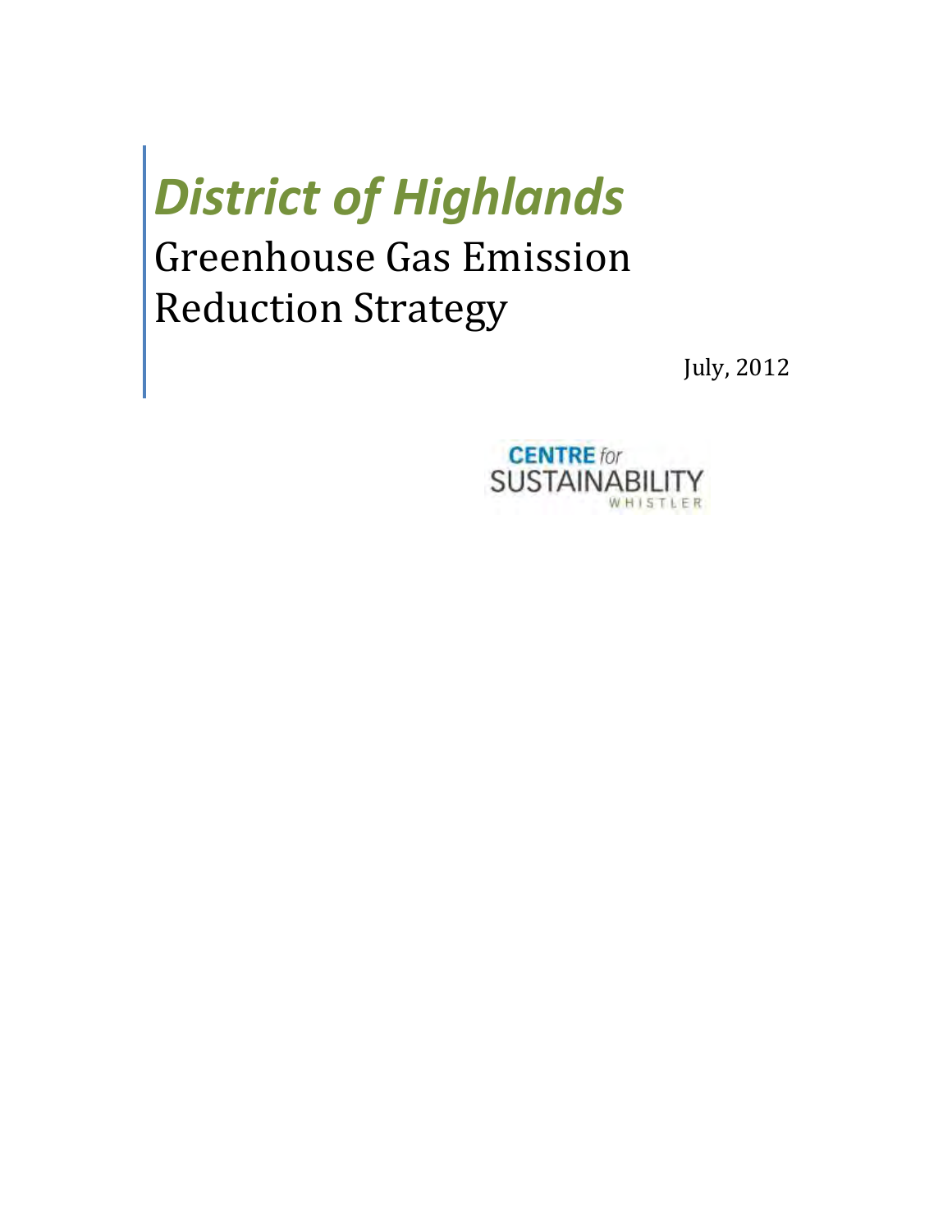# *District of Highlands*

## Greenhouse Gas Emission Reduction Strategy

July, 2012

CENTRE *for* SUSTAINABILITY WHISTLER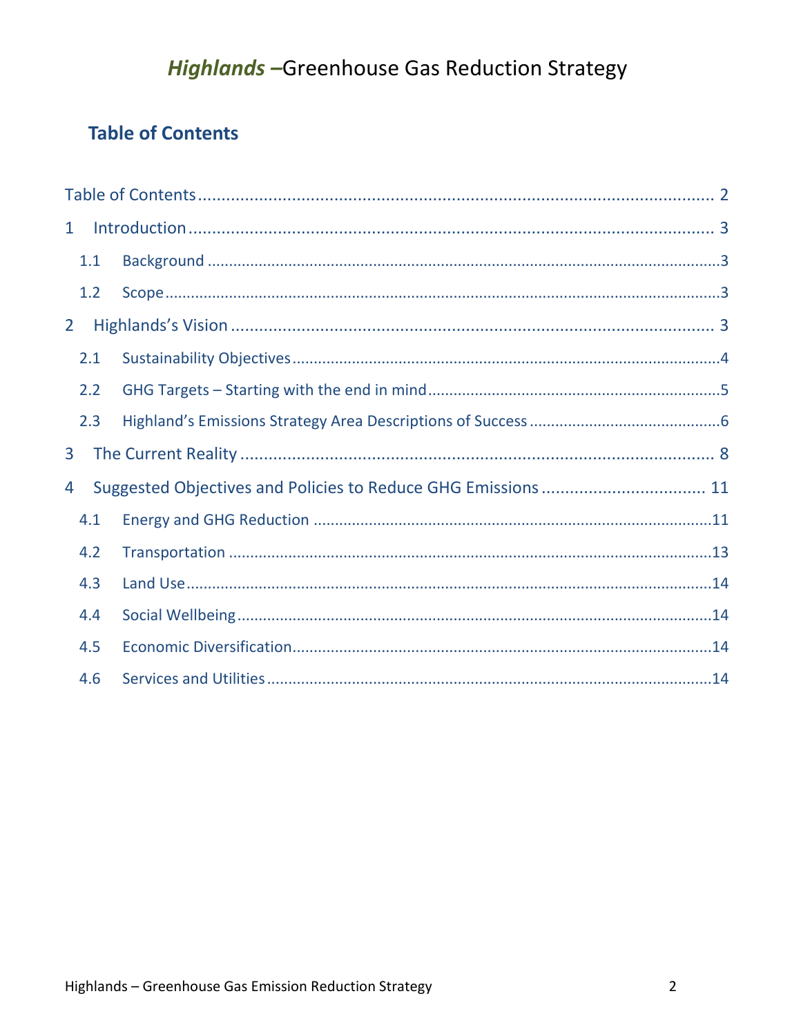# *Highlands –*Greenhouse Gas Reduction Strategy

## Table of Contents

Table of Contents ........................................................................................................ 2

1 Introduction ................................................................................................................ 3

1.1 Background ............................................................................................................... 3

1.2 Scope ......................................................................................................................... 3

2 Highlands's Vision ....................................................................................................... 3

2.1 Sustainability Objectives .......................................................................................... 4

2.2 GHG Targets – Starting with the end in mind ........................................................... 5

2.3 Highland's Emissions Strategy Area Descriptions of Success ................................... 6

3 The Current Reality ...................................................................................................... 8

4 Suggested Objectives and Policies to Reduce GHG Emissions .................................. 11

4.1 Energy and GHG Reduction ..................................................................................... 11

4.2 Transportation ......................................................................................................... 13

4.3 Land Use .................................................................................................................. 14

4.4 Social Wellbeing ....................................................................................................... 14

4.5 Economic Diversification .......................................................................................... 14

4.6 Services and Utilities ................................................................................................ 14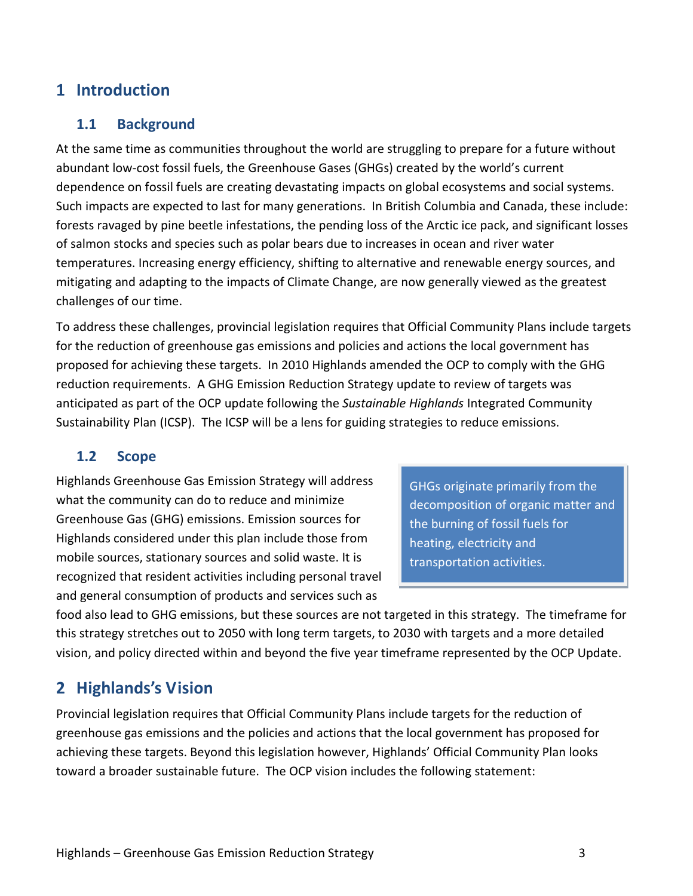# 1 Introduction

## 1.1 Background

At the same time as communities throughout the world are struggling to prepare for a future without abundant low-cost fossil fuels, the Greenhouse Gases (GHGs) created by the world's current dependence on fossil fuels are creating devastating impacts on global ecosystems and social systems. Such impacts are expected to last for many generations. In British Columbia and Canada, these include: forests ravaged by pine beetle infestations, the pending loss of the Arctic ice pack, and significant losses of salmon stocks and species such as polar bears due to increases in ocean and river water temperatures. Increasing energy efficiency, shifting to alternative and renewable energy sources, and mitigating and adapting to the impacts of Climate Change, are now generally viewed as the greatest challenges of our time.

To address these challenges, provincial legislation requires that Official Community Plans include targets for the reduction of greenhouse gas emissions and policies and actions the local government has proposed for achieving these targets. In 2010 Highlands amended the OCP to comply with the GHG reduction requirements. A GHG Emission Reduction Strategy update to review of targets was anticipated as part of the OCP update following the *Sustainable Highlands* Integrated Community Sustainability Plan (ICSP). The ICSP will be a lens for guiding strategies to reduce emissions.

## 1.2 Scope

Highlands Greenhouse Gas Emission Strategy will address what the community can do to reduce and minimize Greenhouse Gas (GHG) emissions. Emission sources for Highlands considered under this plan include those from mobile sources, stationary sources and solid waste. It is recognized that resident activities including personal travel and general consumption of products and services such as food also lead to GHG emissions, but these sources are not targeted in this strategy. The timeframe for this strategy stretches out to 2050 with long term targets, to 2030 with targets and a more detailed vision, and policy directed within and beyond the five year timeframe represented by the OCP Update.

> GHGs originate primarily from the decomposition of organic matter and the burning of fossil fuels for heating, electricity and transportation activities.

# 2 Highlands's Vision

Provincial legislation requires that Official Community Plans include targets for the reduction of greenhouse gas emissions and the policies and actions that the local government has proposed for achieving these targets. Beyond this legislation however, Highlands' Official Community Plan looks toward a broader sustainable future. The OCP vision includes the following statement: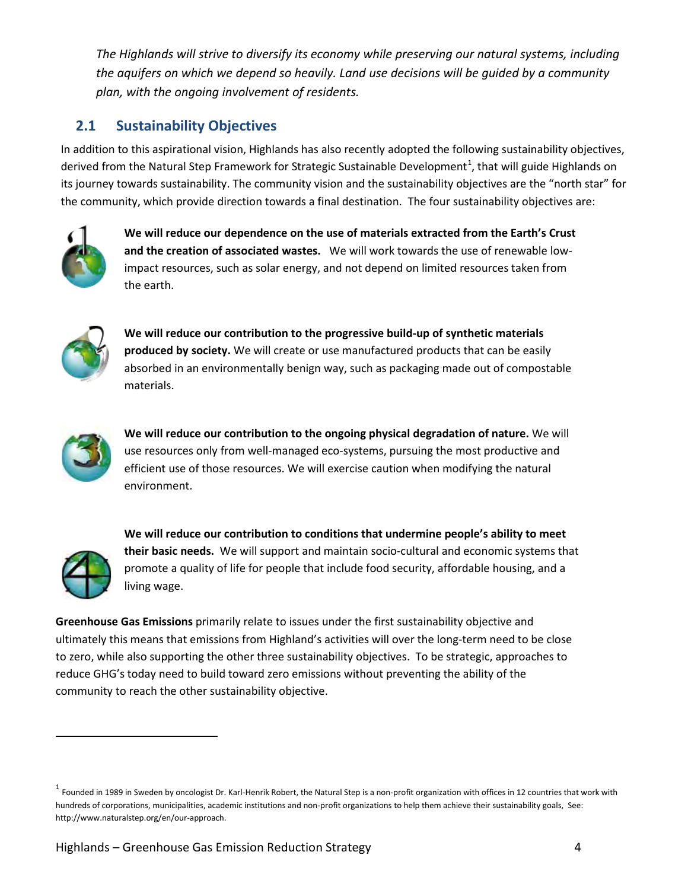*The Highlands will strive to diversify its economy while preserving our natural systems, including the aquifers on which we depend so heavily. Land use decisions will be guided by a community plan, with the ongoing involvement of residents.*

## 2.1 Sustainability Objectives

In addition to this aspirational vision, Highlands has also recently adopted the following sustainability objectives, derived from the Natural Step Framework for Strategic Sustainable Development[1], that will guide Highlands on its journey towards sustainability. The community vision and the sustainability objectives are the "north star" for the community, which provide direction towards a final destination. The four sustainability objectives are:

1. **We will reduce our dependence on the use of materials extracted from the Earth's Crust and the creation of associated wastes.** We will work towards the use of renewable low-impact resources, such as solar energy, and not depend on limited resources taken from the earth.

2. **We will reduce our contribution to the progressive build-up of synthetic materials produced by society.** We will create or use manufactured products that can be easily absorbed in an environmentally benign way, such as packaging made out of compostable materials.

3. **We will reduce our contribution to the ongoing physical degradation of nature.** We will use resources only from well-managed eco-systems, pursuing the most productive and efficient use of those resources. We will exercise caution when modifying the natural environment.

4. **We will reduce our contribution to conditions that undermine people's ability to meet their basic needs.** We will support and maintain socio-cultural and economic systems that promote a quality of life for people that include food security, affordable housing, and a living wage.

**Greenhouse Gas Emissions** primarily relate to issues under the first sustainability objective and ultimately this means that emissions from Highland's activities will over the long-term need to be close to zero, while also supporting the other three sustainability objectives. To be strategic, approaches to reduce GHG's today need to build toward zero emissions without preventing the ability of the community to reach the other sustainability objective.

---

[1] Founded in 1989 in Sweden by oncologist Dr. Karl-Henrik Robert, the Natural Step is a non-profit organization with offices in 12 countries that work with hundreds of corporations, municipalities, academic institutions and non-profit organizations to help them achieve their sustainability goals, See: http://www.naturalstep.org/en/our-approach.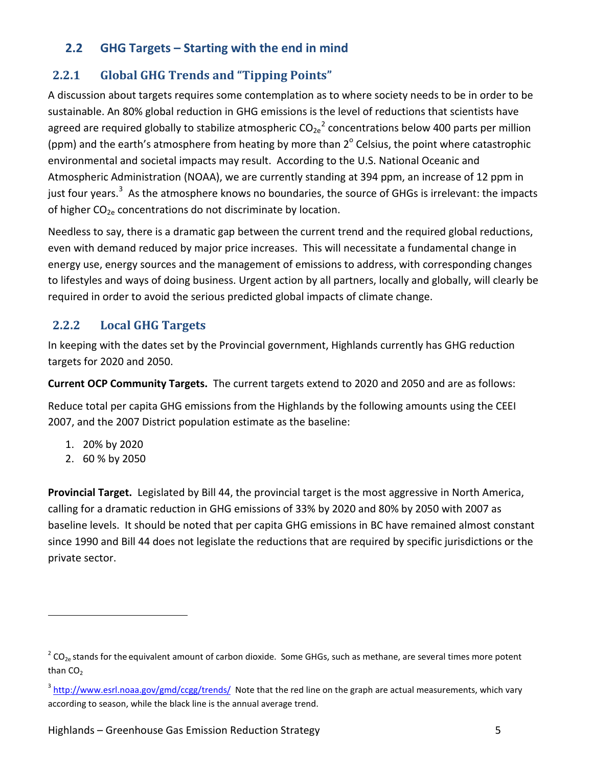## 2.2 GHG Targets – Starting with the end in mind

### 2.2.1 Global GHG Trends and "Tipping Points"

A discussion about targets requires some contemplation as to where society needs to be in order to be sustainable. An 80% global reduction in GHG emissions is the level of reductions that scientists have agreed are required globally to stabilize atmospheric $CO_{2e}$[2] concentrations below 400 parts per million (ppm) and the earth's atmosphere from heating by more than $2^{o}$ Celsius, the point where catastrophic environmental and societal impacts may result. According to the U.S. National Oceanic and Atmospheric Administration (NOAA), we are currently standing at 394 ppm, an increase of 12 ppm in just four years.[3] As the atmosphere knows no boundaries, the source of GHGs is irrelevant: the impacts of higher $CO_{2e}$ concentrations do not discriminate by location.

Needless to say, there is a dramatic gap between the current trend and the required global reductions, even with demand reduced by major price increases. This will necessitate a fundamental change in energy use, energy sources and the management of emissions to address, with corresponding changes to lifestyles and ways of doing business. Urgent action by all partners, locally and globally, will clearly be required in order to avoid the serious predicted global impacts of climate change.

### 2.2.2 Local GHG Targets

In keeping with the dates set by the Provincial government, Highlands currently has GHG reduction targets for 2020 and 2050.

**Current OCP Community Targets.** The current targets extend to 2020 and 2050 and are as follows:

Reduce total per capita GHG emissions from the Highlands by the following amounts using the CEEI 2007, and the 2007 District population estimate as the baseline:

1. 20% by 2020
2. 60 % by 2050

**Provincial Target.** Legislated by Bill 44, the provincial target is the most aggressive in North America, calling for a dramatic reduction in GHG emissions of 33% by 2020 and 80% by 2050 with 2007 as baseline levels. It should be noted that per capita GHG emissions in BC have remained almost constant since 1990 and Bill 44 does not legislate the reductions that are required by specific jurisdictions or the private sector.

---

[2] $CO_{2e}$ stands for the equivalent amount of carbon dioxide. Some GHGs, such as methane, are several times more potent than $CO_2$

[3] http://www.esrl.noaa.gov/gmd/ccgg/trends/ Note that the red line on the graph are actual measurements, which vary according to season, while the black line is the annual average trend.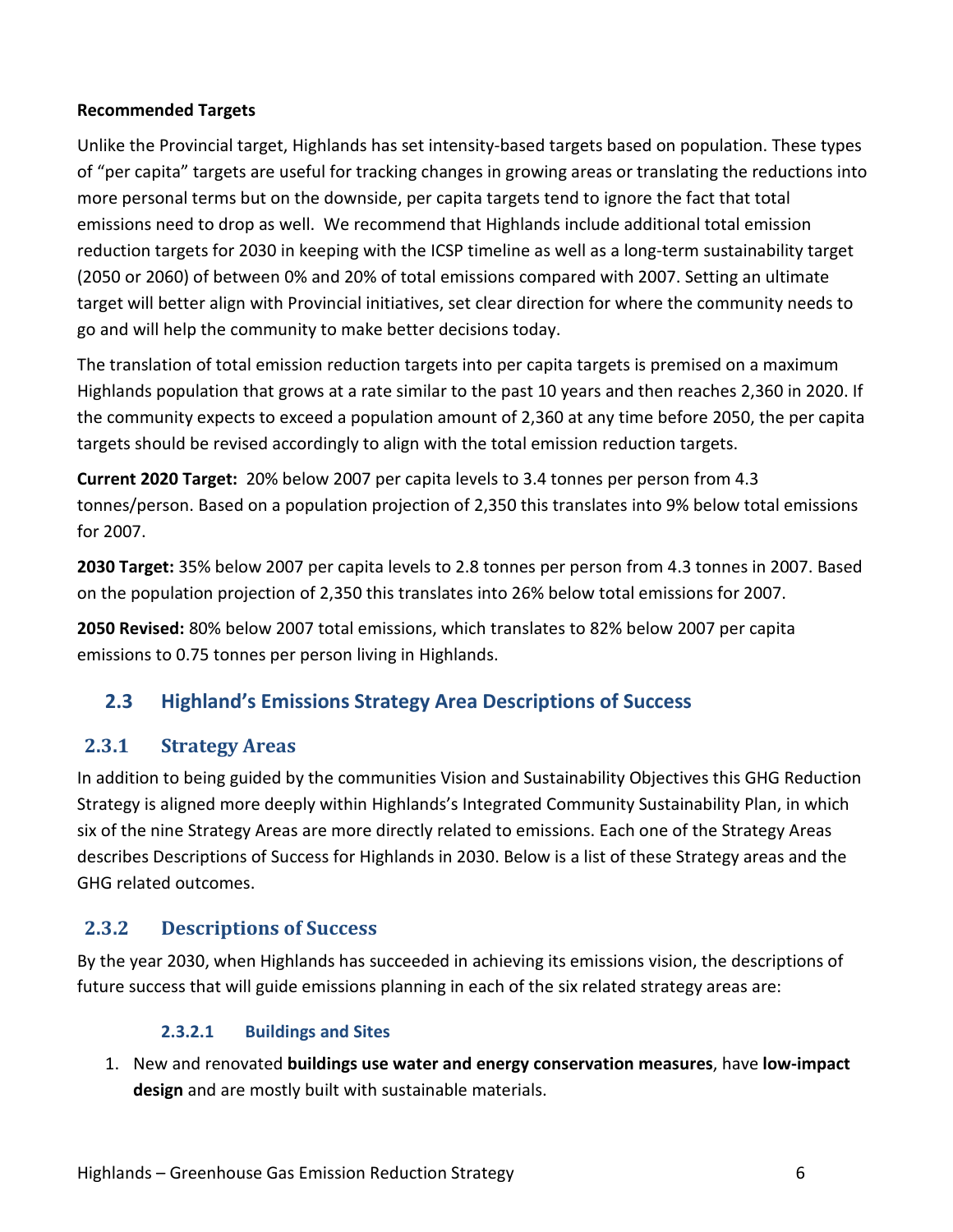**Recommended Targets**

Unlike the Provincial target, Highlands has set intensity-based targets based on population. These types of "per capita" targets are useful for tracking changes in growing areas or translating the reductions into more personal terms but on the downside, per capita targets tend to ignore the fact that total emissions need to drop as well. We recommend that Highlands include additional total emission reduction targets for 2030 in keeping with the ICSP timeline as well as a long-term sustainability target (2050 or 2060) of between 0% and 20% of total emissions compared with 2007. Setting an ultimate target will better align with Provincial initiatives, set clear direction for where the community needs to go and will help the community to make better decisions today.

The translation of total emission reduction targets into per capita targets is premised on a maximum Highlands population that grows at a rate similar to the past 10 years and then reaches 2,360 in 2020. If the community expects to exceed a population amount of 2,360 at any time before 2050, the per capita targets should be revised accordingly to align with the total emission reduction targets.

**Current 2020 Target:** 20% below 2007 per capita levels to 3.4 tonnes per person from 4.3 tonnes/person. Based on a population projection of 2,350 this translates into 9% below total emissions for 2007.

**2030 Target:** 35% below 2007 per capita levels to 2.8 tonnes per person from 4.3 tonnes in 2007. Based on the population projection of 2,350 this translates into 26% below total emissions for 2007.

**2050 Revised:** 80% below 2007 total emissions, which translates to 82% below 2007 per capita emissions to 0.75 tonnes per person living in Highlands.

## 2.3 Highland's Emissions Strategy Area Descriptions of Success

### 2.3.1 Strategy Areas

In addition to being guided by the communities Vision and Sustainability Objectives this GHG Reduction Strategy is aligned more deeply within Highlands's Integrated Community Sustainability Plan, in which six of the nine Strategy Areas are more directly related to emissions. Each one of the Strategy Areas describes Descriptions of Success for Highlands in 2030. Below is a list of these Strategy areas and the GHG related outcomes.

### 2.3.2 Descriptions of Success

By the year 2030, when Highlands has succeeded in achieving its emissions vision, the descriptions of future success that will guide emissions planning in each of the six related strategy areas are:

#### 2.3.2.1 Buildings and Sites

1. New and renovated **buildings use water and energy conservation measures**, have **low-impact design** and are mostly built with sustainable materials.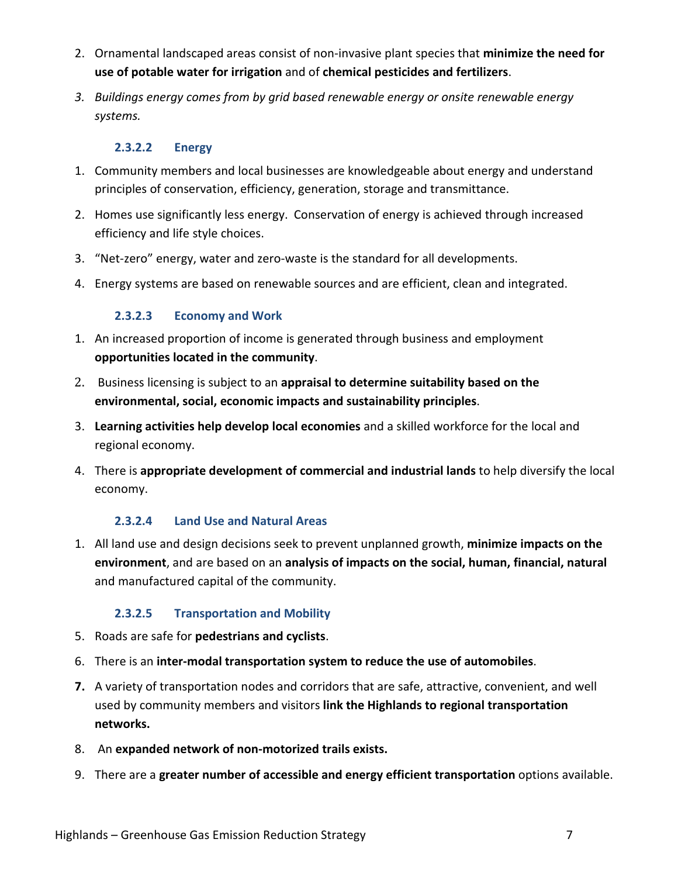2. Ornamental landscaped areas consist of non-invasive plant species that **minimize the need for use of potable water for irrigation** and of **chemical pesticides and fertilizers**.
3. *Buildings energy comes from by grid based renewable energy or onsite renewable energy systems.*

#### 2.3.2.2 Energy

1. Community members and local businesses are knowledgeable about energy and understand principles of conservation, efficiency, generation, storage and transmittance.
2. Homes use significantly less energy. Conservation of energy is achieved through increased efficiency and life style choices.
3. "Net-zero" energy, water and zero-waste is the standard for all developments.
4. Energy systems are based on renewable sources and are efficient, clean and integrated.

#### 2.3.2.3 Economy and Work

1. An increased proportion of income is generated through business and employment **opportunities located in the community**.
2. Business licensing is subject to an **appraisal to determine suitability based on the environmental, social, economic impacts and sustainability principles**.
3. **Learning activities help develop local economies** and a skilled workforce for the local and regional economy.
4. There is **appropriate development of commercial and industrial lands** to help diversify the local economy.

#### 2.3.2.4 Land Use and Natural Areas

1. All land use and design decisions seek to prevent unplanned growth, **minimize impacts on the environment**, and are based on an **analysis of impacts on the social, human, financial, natural** and manufactured capital of the community.

#### 2.3.2.5 Transportation and Mobility

5. Roads are safe for **pedestrians and cyclists**.
6. There is an **inter-modal transportation system to reduce the use of automobiles**.
7. A variety of transportation nodes and corridors that are safe, attractive, convenient, and well used by community members and visitors **link the Highlands to regional transportation networks.**
8. An **expanded network of non-motorized trails exists.**
9. There are a **greater number of accessible and energy efficient transportation** options available.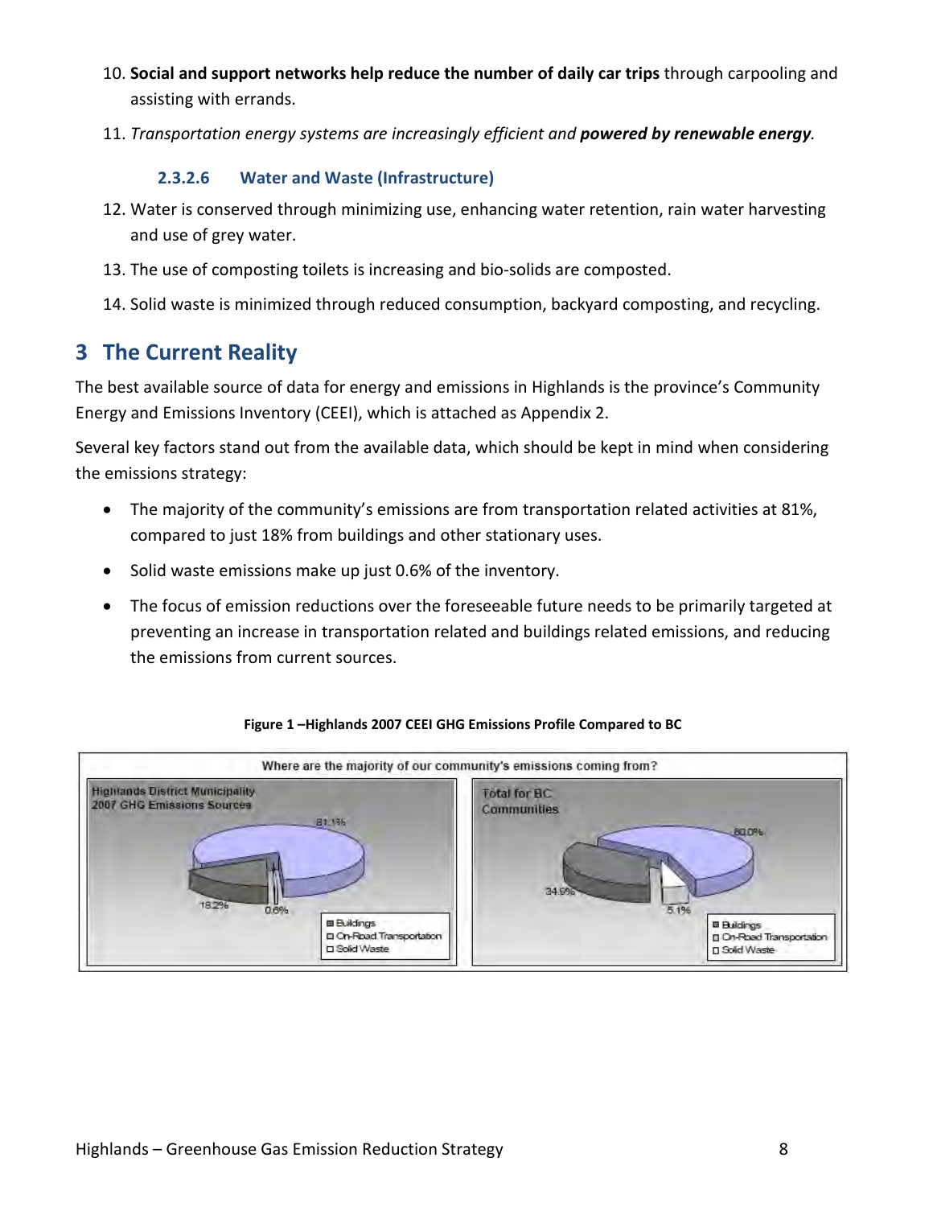10. **Social and support networks help reduce the number of daily car trips** through carpooling and assisting with errands.

11. *Transportation energy systems are increasingly efficient and **powered by renewable energy**.*

#### 2.3.2.6 Water and Waste (Infrastructure)

12. Water is conserved through minimizing use, enhancing water retention, rain water harvesting and use of grey water.

13. The use of composting toilets is increasing and bio-solids are composted.

14. Solid waste is minimized through reduced consumption, backyard composting, and recycling.

# 3 The Current Reality

The best available source of data for energy and emissions in Highlands is the province's Community Energy and Emissions Inventory (CEEI), which is attached as Appendix 2.

Several key factors stand out from the available data, which should be kept in mind when considering the emissions strategy:

- The majority of the community's emissions are from transportation related activities at 81%, compared to just 18% from buildings and other stationary uses.
- Solid waste emissions make up just 0.6% of the inventory.
- The focus of emission reductions over the foreseeable future needs to be primarily targeted at preventing an increase in transportation related and buildings related emissions, and reducing the emissions from current sources.

**Figure 1 –Highlands 2007 CEEI GHG Emissions Profile Compared to BC**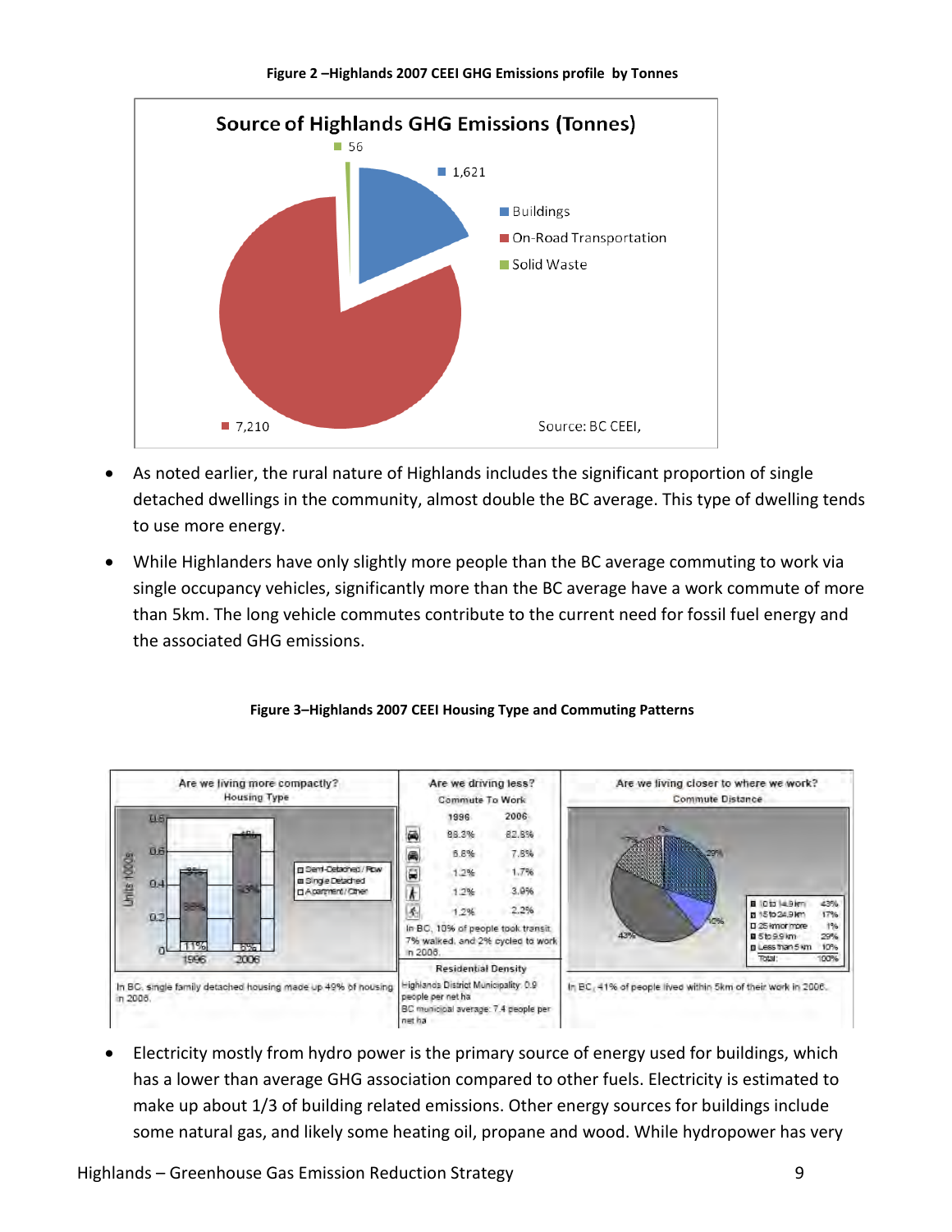**Figure 2 –Highlands 2007 CEEI GHG Emissions profile by Tonnes**

Source of Highlands GHG Emissions (Tonnes)

| Source | Tonnes |
|---|---|
| Buildings | 1,621 |
| On-Road Transportation | 7,210 |
| Solid Waste | 56 |

Source: BC CEEI,

- As noted earlier, the rural nature of Highlands includes the significant proportion of single detached dwellings in the community, almost double the BC average. This type of dwelling tends to use more energy.
- While Highlanders have only slightly more people than the BC average commuting to work via single occupancy vehicles, significantly more than the BC average have a work commute of more than 5km. The long vehicle commutes contribute to the current need for fossil fuel energy and the associated GHG emissions.

**Figure 3–Highlands 2007 CEEI Housing Type and Commuting Patterns**

Are we living more compactly? Housing Type

In BC, single family detached housing made up 49% of housing in 2006.

Are we driving less? Commute To Work

| 1996 | 2006 |
|---|---|
| 88.3% | 82.8% |
| 6.8% | 7.8% |
| 1.2% | 1.7% |
| 1.2% | 3.0% |
| 1.2% | 2.2% |

In BC, 10% of people took transit, 7% walked, and 2% cycled to work in 2006.

Residential Density

Highlands District Municipality: 0.9 people per net ha

BC municipal average: 7.4 people per net ha

Are we living closer to where we work? Commute Distance

| Distance | % |
|---|---|
| 10 to 14.9 km | 43% |
| 15 to 24.9 km | 17% |
| 25 km or more | 1% |
| 5 to 9.9 km | 29% |
| Less than 5 km | 10% |
| Total: | 100% |

In BC, 41% of people lived within 5km of their work in 2006.

- Electricity mostly from hydro power is the primary source of energy used for buildings, which has a lower than average GHG association compared to other fuels. Electricity is estimated to make up about 1/3 of building related emissions. Other energy sources for buildings include some natural gas, and likely some heating oil, propane and wood. While hydropower has very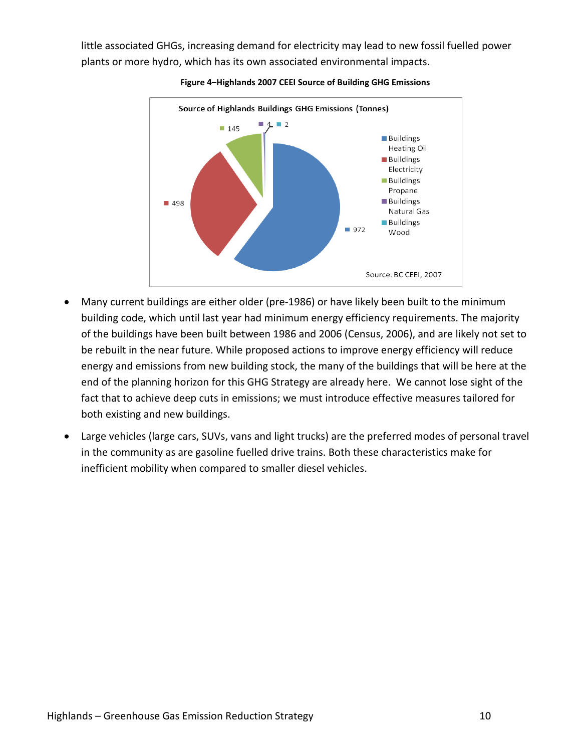little associated GHGs, increasing demand for electricity may lead to new fossil fuelled power plants or more hydro, which has its own associated environmental impacts.

**Figure 4–Highlands 2007 CEEI Source of Building GHG Emissions**

- Many current buildings are either older (pre-1986) or have likely been built to the minimum building code, which until last year had minimum energy efficiency requirements. The majority of the buildings have been built between 1986 and 2006 (Census, 2006), and are likely not set to be rebuilt in the near future. While proposed actions to improve energy efficiency will reduce energy and emissions from new building stock, the many of the buildings that will be here at the end of the planning horizon for this GHG Strategy are already here. We cannot lose sight of the fact that to achieve deep cuts in emissions; we must introduce effective measures tailored for both existing and new buildings.
- Large vehicles (large cars, SUVs, vans and light trucks) are the preferred modes of personal travel in the community as are gasoline fuelled drive trains. Both these characteristics make for inefficient mobility when compared to smaller diesel vehicles.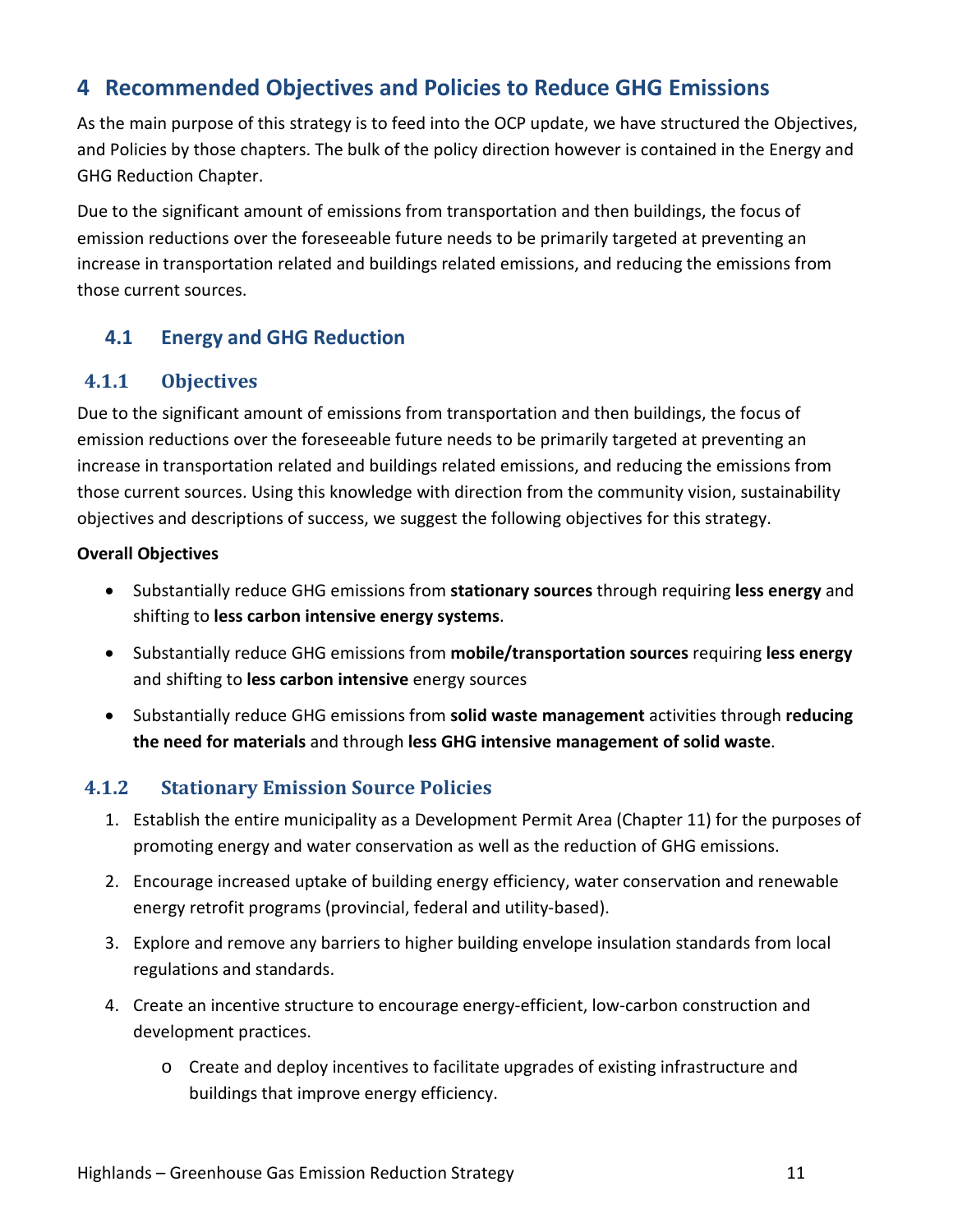# 4 Recommended Objectives and Policies to Reduce GHG Emissions

As the main purpose of this strategy is to feed into the OCP update, we have structured the Objectives, and Policies by those chapters. The bulk of the policy direction however is contained in the Energy and GHG Reduction Chapter.

Due to the significant amount of emissions from transportation and then buildings, the focus of emission reductions over the foreseeable future needs to be primarily targeted at preventing an increase in transportation related and buildings related emissions, and reducing the emissions from those current sources.

## 4.1 Energy and GHG Reduction

### 4.1.1 Objectives

Due to the significant amount of emissions from transportation and then buildings, the focus of emission reductions over the foreseeable future needs to be primarily targeted at preventing an increase in transportation related and buildings related emissions, and reducing the emissions from those current sources. Using this knowledge with direction from the community vision, sustainability objectives and descriptions of success, we suggest the following objectives for this strategy.

**Overall Objectives**

- Substantially reduce GHG emissions from **stationary sources** through requiring **less energy** and shifting to **less carbon intensive energy systems**.
- Substantially reduce GHG emissions from **mobile/transportation sources** requiring **less energy** and shifting to **less carbon intensive** energy sources
- Substantially reduce GHG emissions from **solid waste management** activities through **reducing the need for materials** and through **less GHG intensive management of solid waste**.

### 4.1.2 Stationary Emission Source Policies

1. Establish the entire municipality as a Development Permit Area (Chapter 11) for the purposes of promoting energy and water conservation as well as the reduction of GHG emissions.
2. Encourage increased uptake of building energy efficiency, water conservation and renewable energy retrofit programs (provincial, federal and utility-based).
3. Explore and remove any barriers to higher building envelope insulation standards from local regulations and standards.
4. Create an incentive structure to encourage energy-efficient, low-carbon construction and development practices.
   - Create and deploy incentives to facilitate upgrades of existing infrastructure and buildings that improve energy efficiency.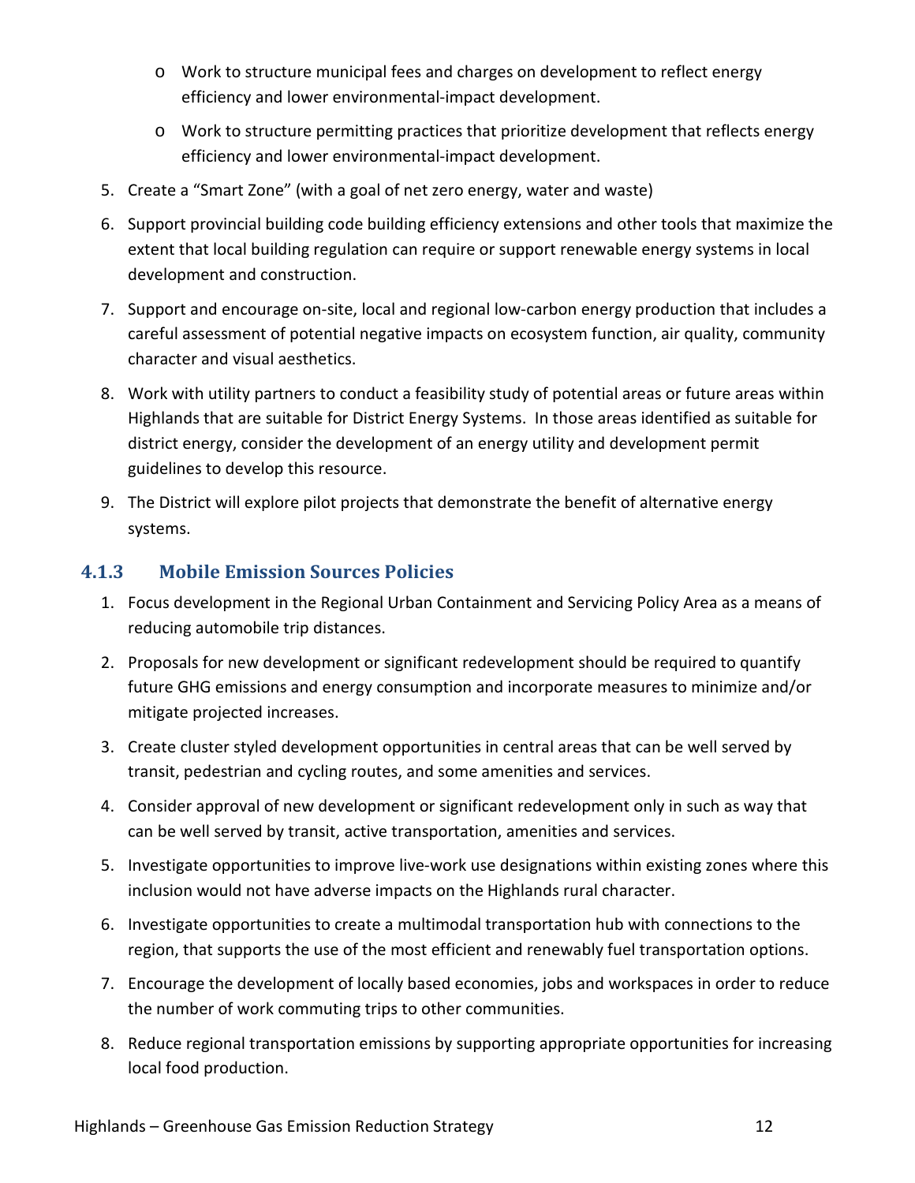- Work to structure municipal fees and charges on development to reflect energy efficiency and lower environmental-impact development.
- Work to structure permitting practices that prioritize development that reflects energy efficiency and lower environmental-impact development.

5. Create a "Smart Zone" (with a goal of net zero energy, water and waste)
6. Support provincial building code building efficiency extensions and other tools that maximize the extent that local building regulation can require or support renewable energy systems in local development and construction.
7. Support and encourage on-site, local and regional low-carbon energy production that includes a careful assessment of potential negative impacts on ecosystem function, air quality, community character and visual aesthetics.
8. Work with utility partners to conduct a feasibility study of potential areas or future areas within Highlands that are suitable for District Energy Systems. In those areas identified as suitable for district energy, consider the development of an energy utility and development permit guidelines to develop this resource.
9. The District will explore pilot projects that demonstrate the benefit of alternative energy systems.

### 4.1.3 Mobile Emission Sources Policies

1. Focus development in the Regional Urban Containment and Servicing Policy Area as a means of reducing automobile trip distances.
2. Proposals for new development or significant redevelopment should be required to quantify future GHG emissions and energy consumption and incorporate measures to minimize and/or mitigate projected increases.
3. Create cluster styled development opportunities in central areas that can be well served by transit, pedestrian and cycling routes, and some amenities and services.
4. Consider approval of new development or significant redevelopment only in such as way that can be well served by transit, active transportation, amenities and services.
5. Investigate opportunities to improve live-work use designations within existing zones where this inclusion would not have adverse impacts on the Highlands rural character.
6. Investigate opportunities to create a multimodal transportation hub with connections to the region, that supports the use of the most efficient and renewably fuel transportation options.
7. Encourage the development of locally based economies, jobs and workspaces in order to reduce the number of work commuting trips to other communities.
8. Reduce regional transportation emissions by supporting appropriate opportunities for increasing local food production.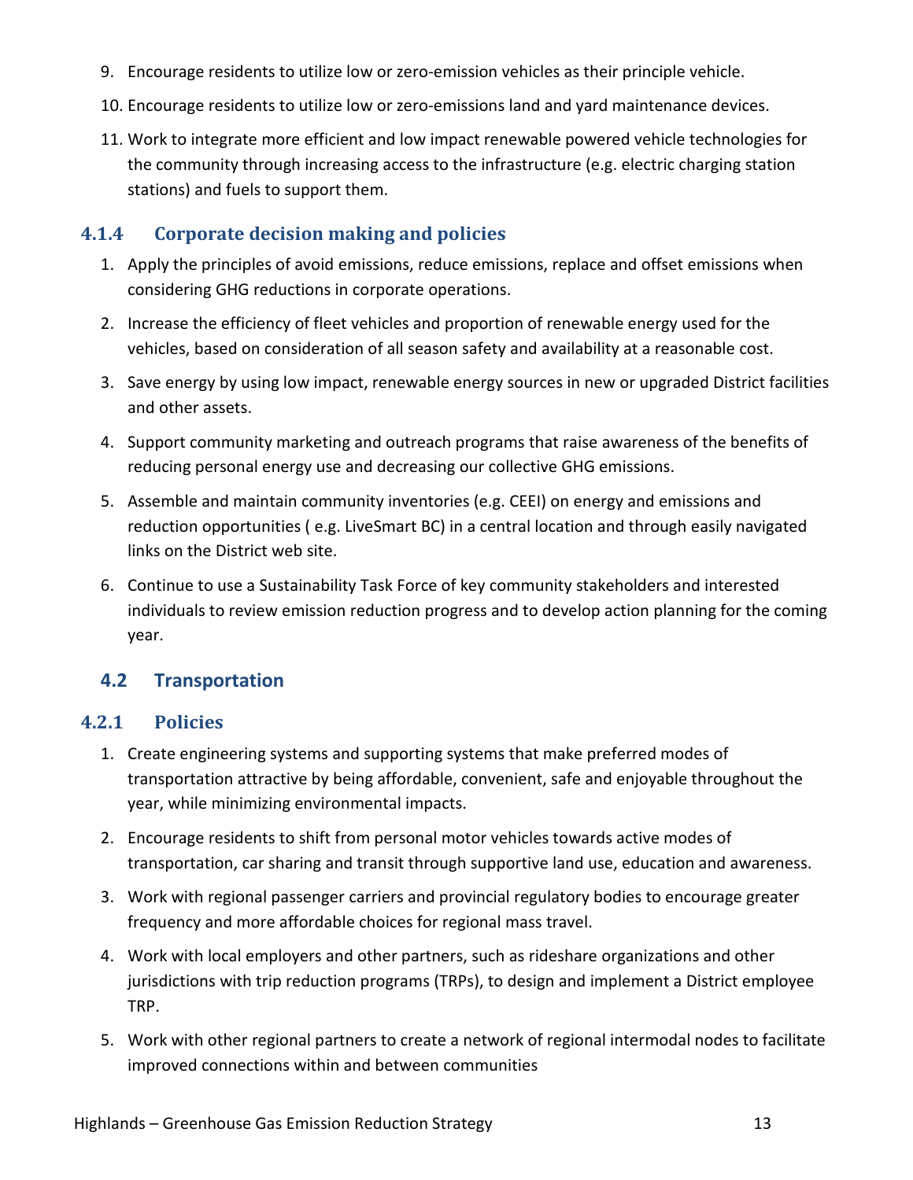9. Encourage residents to utilize low or zero-emission vehicles as their principle vehicle.
10. Encourage residents to utilize low or zero-emissions land and yard maintenance devices.
11. Work to integrate more efficient and low impact renewable powered vehicle technologies for the community through increasing access to the infrastructure (e.g. electric charging station stations) and fuels to support them.

### 4.1.4 Corporate decision making and policies

1. Apply the principles of avoid emissions, reduce emissions, replace and offset emissions when considering GHG reductions in corporate operations.
2. Increase the efficiency of fleet vehicles and proportion of renewable energy used for the vehicles, based on consideration of all season safety and availability at a reasonable cost.
3. Save energy by using low impact, renewable energy sources in new or upgraded District facilities and other assets.
4. Support community marketing and outreach programs that raise awareness of the benefits of reducing personal energy use and decreasing our collective GHG emissions.
5. Assemble and maintain community inventories (e.g. CEEI) on energy and emissions and reduction opportunities ( e.g. LiveSmart BC) in a central location and through easily navigated links on the District web site.
6. Continue to use a Sustainability Task Force of key community stakeholders and interested individuals to review emission reduction progress and to develop action planning for the coming year.

## 4.2 Transportation

### 4.2.1 Policies

1. Create engineering systems and supporting systems that make preferred modes of transportation attractive by being affordable, convenient, safe and enjoyable throughout the year, while minimizing environmental impacts.
2. Encourage residents to shift from personal motor vehicles towards active modes of transportation, car sharing and transit through supportive land use, education and awareness.
3. Work with regional passenger carriers and provincial regulatory bodies to encourage greater frequency and more affordable choices for regional mass travel.
4. Work with local employers and other partners, such as rideshare organizations and other jurisdictions with trip reduction programs (TRPs), to design and implement a District employee TRP.
5. Work with other regional partners to create a network of regional intermodal nodes to facilitate improved connections within and between communities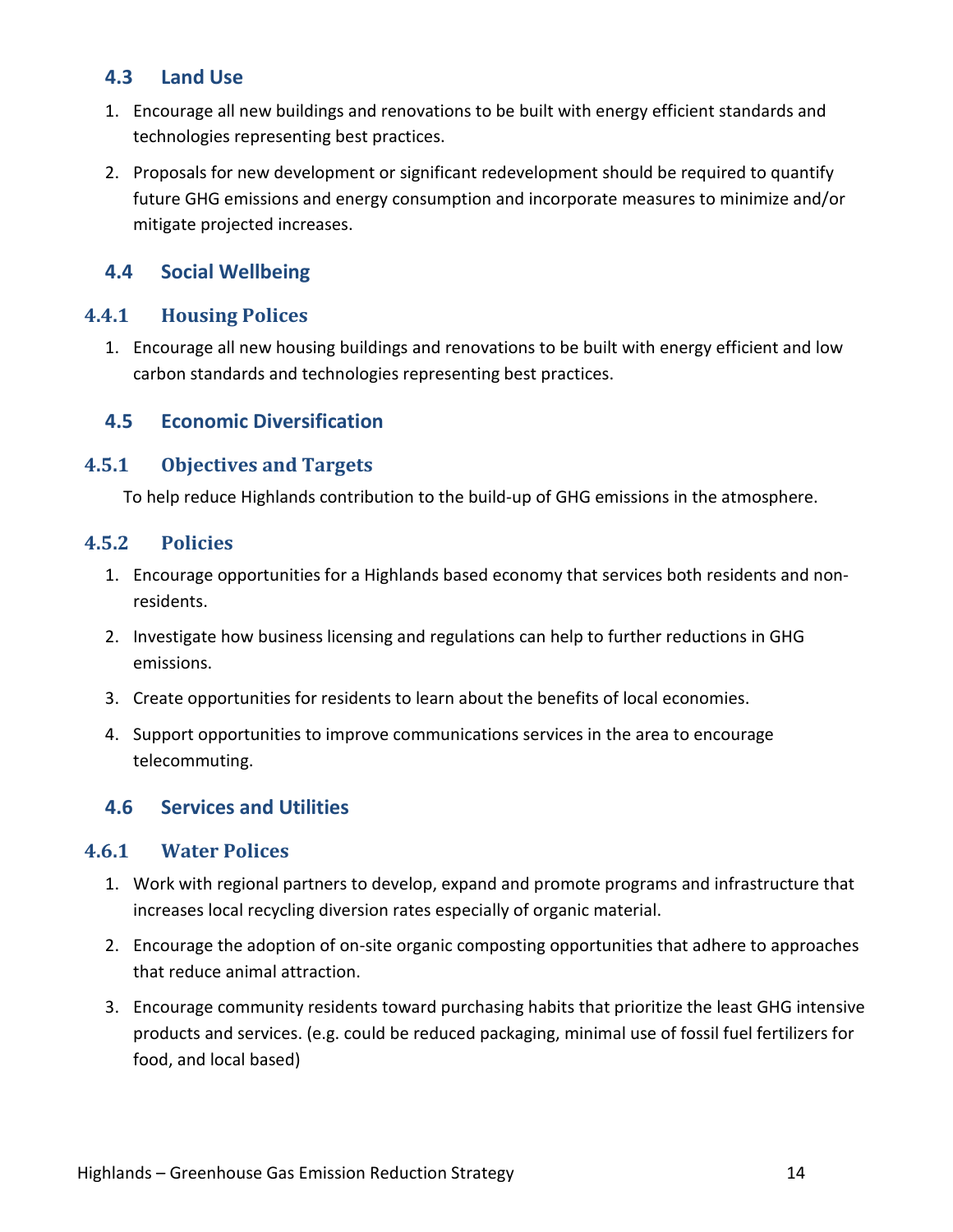## 4.3 Land Use

1. Encourage all new buildings and renovations to be built with energy efficient standards and technologies representing best practices.
2. Proposals for new development or significant redevelopment should be required to quantify future GHG emissions and energy consumption and incorporate measures to minimize and/or mitigate projected increases.

## 4.4 Social Wellbeing

### 4.4.1 Housing Polices

1. Encourage all new housing buildings and renovations to be built with energy efficient and low carbon standards and technologies representing best practices.

## 4.5 Economic Diversification

### 4.5.1 Objectives and Targets

To help reduce Highlands contribution to the build-up of GHG emissions in the atmosphere.

### 4.5.2 Policies

1. Encourage opportunities for a Highlands based economy that services both residents and non-residents.
2. Investigate how business licensing and regulations can help to further reductions in GHG emissions.
3. Create opportunities for residents to learn about the benefits of local economies.
4. Support opportunities to improve communications services in the area to encourage telecommuting.

## 4.6 Services and Utilities

### 4.6.1 Water Polices

1. Work with regional partners to develop, expand and promote programs and infrastructure that increases local recycling diversion rates especially of organic material.
2. Encourage the adoption of on-site organic composting opportunities that adhere to approaches that reduce animal attraction.
3. Encourage community residents toward purchasing habits that prioritize the least GHG intensive products and services. (e.g. could be reduced packaging, minimal use of fossil fuel fertilizers for food, and local based)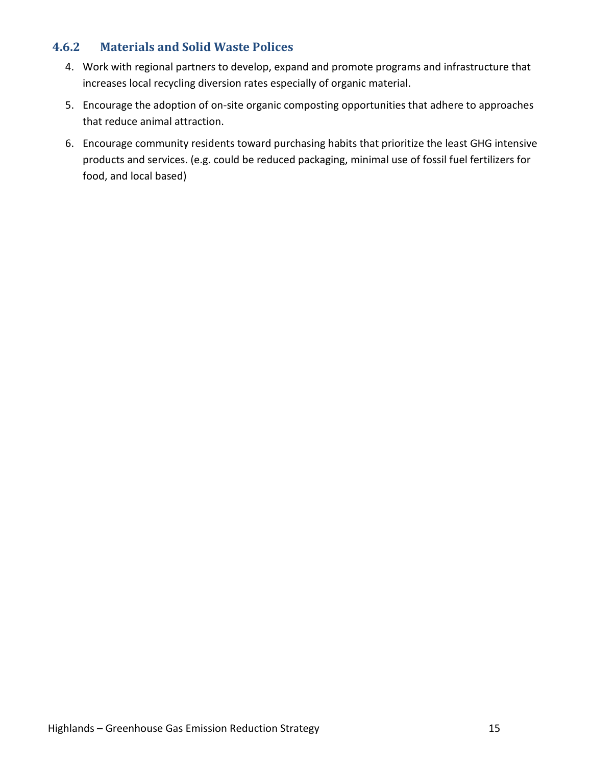### 4.6.2 Materials and Solid Waste Polices

4. Work with regional partners to develop, expand and promote programs and infrastructure that increases local recycling diversion rates especially of organic material.
5. Encourage the adoption of on-site organic composting opportunities that adhere to approaches that reduce animal attraction.
6. Encourage community residents toward purchasing habits that prioritize the least GHG intensive products and services. (e.g. could be reduced packaging, minimal use of fossil fuel fertilizers for food, and local based)